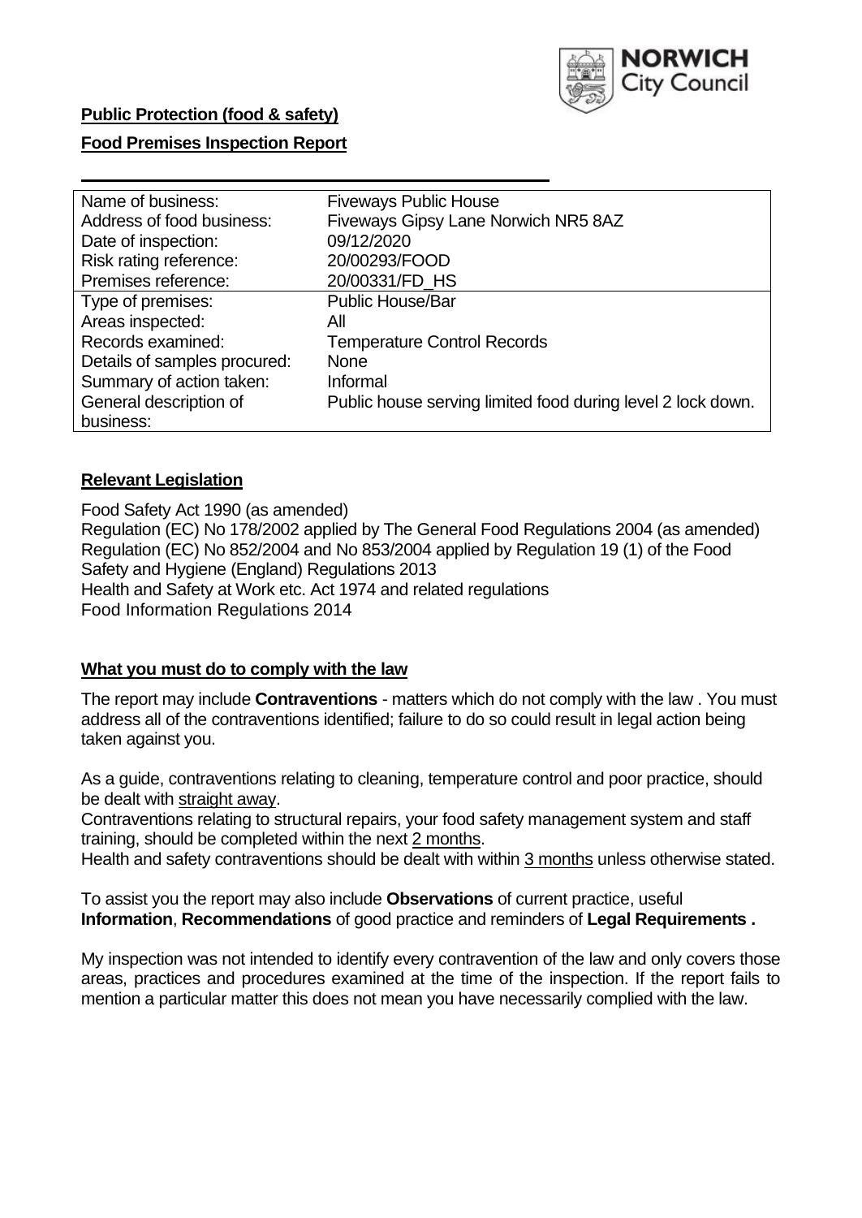**Public Protection (food & safety)**

**Food Premises Inspection Report**

| Name of business: | Fiveways Public House |
|---|---|
| Address of food business: | Fiveways Gipsy Lane Norwich NR5 8AZ |
| Date of inspection: | 09/12/2020 |
| Risk rating reference: | 20/00293/FOOD |
| Premises reference: | 20/00331/FD_HS |
| Type of premises: | Public House/Bar |
| Areas inspected: | All |
| Records examined: | Temperature Control Records |
| Details of samples procured: | None |
| Summary of action taken: | Informal |
| General description of business: | Public house serving limited food during level 2 lock down. |

## Relevant Legislation

Food Safety Act 1990 (as amended)
Regulation (EC) No 178/2002 applied by The General Food Regulations 2004 (as amended)
Regulation (EC) No 852/2004 and No 853/2004 applied by Regulation 19 (1) of the Food Safety and Hygiene (England) Regulations 2013
Health and Safety at Work etc. Act 1974 and related regulations
Food Information Regulations 2014

## What you must do to comply with the law

The report may include **Contraventions** - matters which do not comply with the law . You must address all of the contraventions identified; failure to do so could result in legal action being taken against you.

As a guide, contraventions relating to cleaning, temperature control and poor practice, should be dealt with straight away.

Contraventions relating to structural repairs, your food safety management system and staff training, should be completed within the next 2 months.

Health and safety contraventions should be dealt with within 3 months unless otherwise stated.

To assist you the report may also include **Observations** of current practice, useful **Information**, **Recommendations** of good practice and reminders of **Legal Requirements .**

My inspection was not intended to identify every contravention of the law and only covers those areas, practices and procedures examined at the time of the inspection. If the report fails to mention a particular matter this does not mean you have necessarily complied with the law.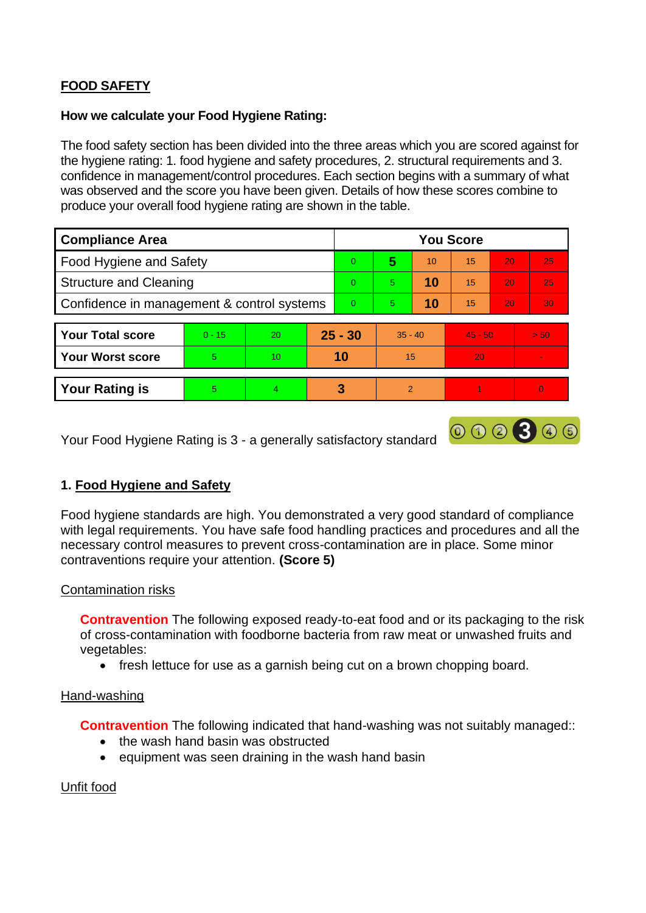## FOOD SAFETY

**How we calculate your Food Hygiene Rating:**

The food safety section has been divided into the three areas which you are scored against for the hygiene rating: 1. food hygiene and safety procedures, 2. structural requirements and 3. confidence in management/control procedures. Each section begins with a summary of what was observed and the score you have been given. Details of how these scores combine to produce your overall food hygiene rating are shown in the table.

| Compliance Area | You Score | | | | | |
|---|---|---|---|---|---|---|
| Food Hygiene and Safety | 0 | **5** | 10 | 15 | 20 | 25 |
| Structure and Cleaning | 0 | 5 | **10** | 15 | 20 | 25 |
| Confidence in management & control systems | 0 | 5 | **10** | 15 | 20 | 30 |

| | | | | | | |
|---|---|---|---|---|---|---|
| **Your Total score** | 0 - 15 | 20 | **25 - 30** | 35 - 40 | 45 - 50 | > 50 |
| **Your Worst score** | 5 | 10 | **10** | 15 | 20 | - |

| | | | | | | |
|---|---|---|---|---|---|---|
| **Your Rating is** | 5 | 4 | **3** | 2 | 1 | 0 |

Your Food Hygiene Rating is 3 - a generally satisfactory standard

### 1. Food Hygiene and Safety

Food hygiene standards are high. You demonstrated a very good standard of compliance with legal requirements. You have safe food handling practices and procedures and all the necessary control measures to prevent cross-contamination are in place. Some minor contraventions require your attention. **(Score 5)**

Contamination risks

**Contravention** The following exposed ready-to-eat food and or its packaging to the risk of cross-contamination with foodborne bacteria from raw meat or unwashed fruits and vegetables:

- fresh lettuce for use as a garnish being cut on a brown chopping board.

Hand-washing

**Contravention** The following indicated that hand-washing was not suitably managed::

- the wash hand basin was obstructed
- equipment was seen draining in the wash hand basin

Unfit food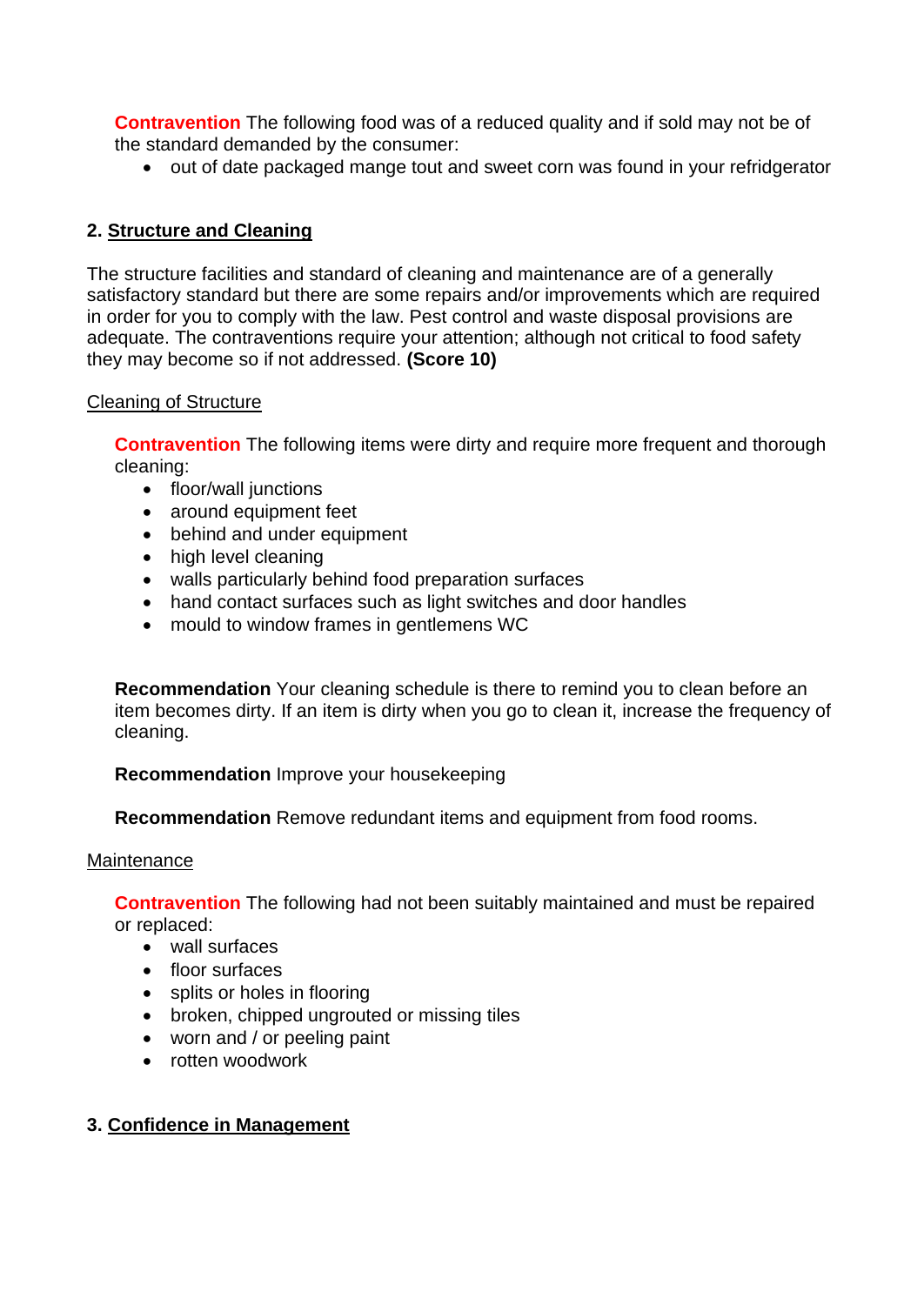**Contravention** The following food was of a reduced quality and if sold may not be of the standard demanded by the consumer:

- out of date packaged mange tout and sweet corn was found in your refridgerator

## 2. Structure and Cleaning

The structure facilities and standard of cleaning and maintenance are of a generally satisfactory standard but there are some repairs and/or improvements which are required in order for you to comply with the law. Pest control and waste disposal provisions are adequate. The contraventions require your attention; although not critical to food safety they may become so if not addressed. **(Score 10)**

### Cleaning of Structure

**Contravention** The following items were dirty and require more frequent and thorough cleaning:

- floor/wall junctions
- around equipment feet
- behind and under equipment
- high level cleaning
- walls particularly behind food preparation surfaces
- hand contact surfaces such as light switches and door handles
- mould to window frames in gentlemens WC

**Recommendation** Your cleaning schedule is there to remind you to clean before an item becomes dirty. If an item is dirty when you go to clean it, increase the frequency of cleaning.

**Recommendation** Improve your housekeeping

**Recommendation** Remove redundant items and equipment from food rooms.

### Maintenance

**Contravention** The following had not been suitably maintained and must be repaired or replaced:

- wall surfaces
- floor surfaces
- splits or holes in flooring
- broken, chipped ungrouted or missing tiles
- worn and / or peeling paint
- rotten woodwork

## 3. Confidence in Management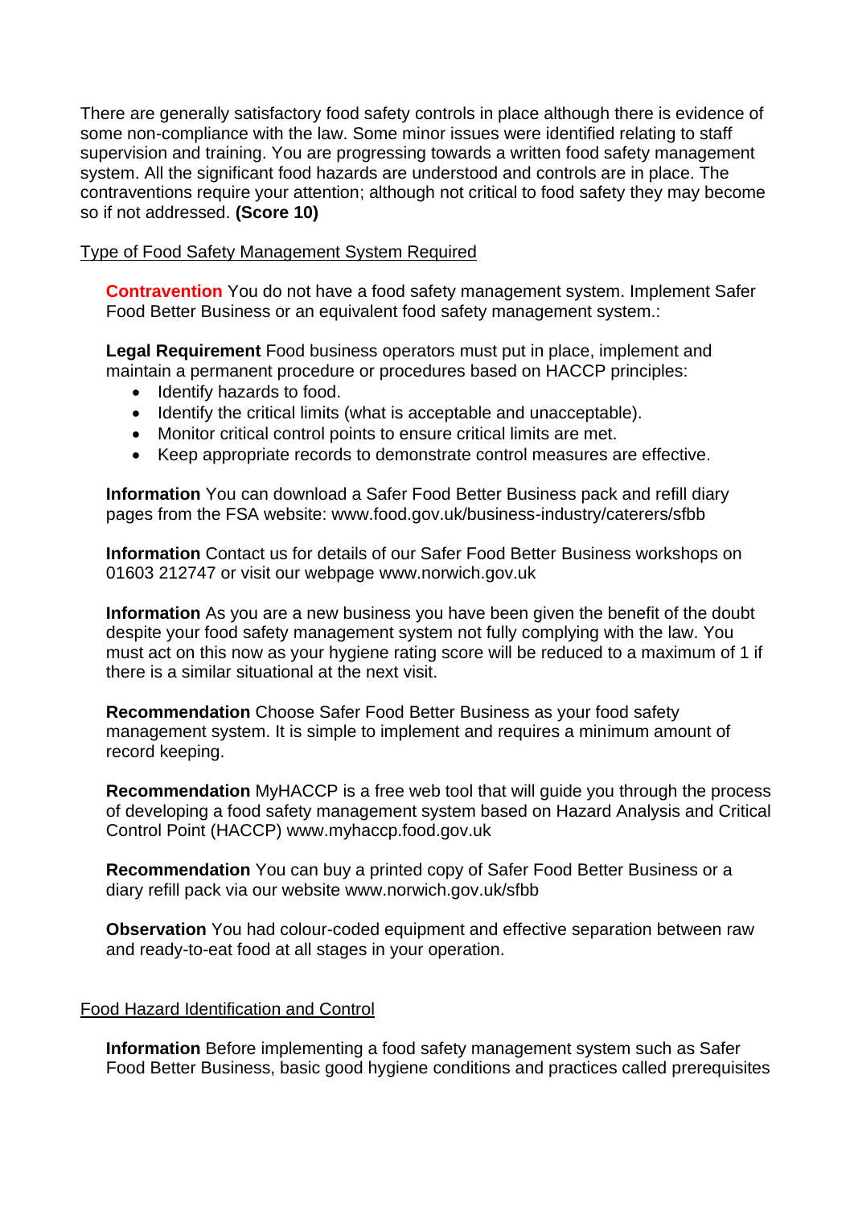There are generally satisfactory food safety controls in place although there is evidence of some non-compliance with the law. Some minor issues were identified relating to staff supervision and training. You are progressing towards a written food safety management system. All the significant food hazards are understood and controls are in place. The contraventions require your attention; although not critical to food safety they may become so if not addressed. **(Score 10)**

Type of Food Safety Management System Required

**Contravention** You do not have a food safety management system. Implement Safer Food Better Business or an equivalent food safety management system.:

**Legal Requirement** Food business operators must put in place, implement and maintain a permanent procedure or procedures based on HACCP principles:

- Identify hazards to food.
- Identify the critical limits (what is acceptable and unacceptable).
- Monitor critical control points to ensure critical limits are met.
- Keep appropriate records to demonstrate control measures are effective.

**Information** You can download a Safer Food Better Business pack and refill diary pages from the FSA website: www.food.gov.uk/business-industry/caterers/sfbb

**Information** Contact us for details of our Safer Food Better Business workshops on 01603 212747 or visit our webpage www.norwich.gov.uk

**Information** As you are a new business you have been given the benefit of the doubt despite your food safety management system not fully complying with the law. You must act on this now as your hygiene rating score will be reduced to a maximum of 1 if there is a similar situational at the next visit.

**Recommendation** Choose Safer Food Better Business as your food safety management system. It is simple to implement and requires a minimum amount of record keeping.

**Recommendation** MyHACCP is a free web tool that will guide you through the process of developing a food safety management system based on Hazard Analysis and Critical Control Point (HACCP) www.myhaccp.food.gov.uk

**Recommendation** You can buy a printed copy of Safer Food Better Business or a diary refill pack via our website www.norwich.gov.uk/sfbb

**Observation** You had colour-coded equipment and effective separation between raw and ready-to-eat food at all stages in your operation.

Food Hazard Identification and Control

**Information** Before implementing a food safety management system such as Safer Food Better Business, basic good hygiene conditions and practices called prerequisites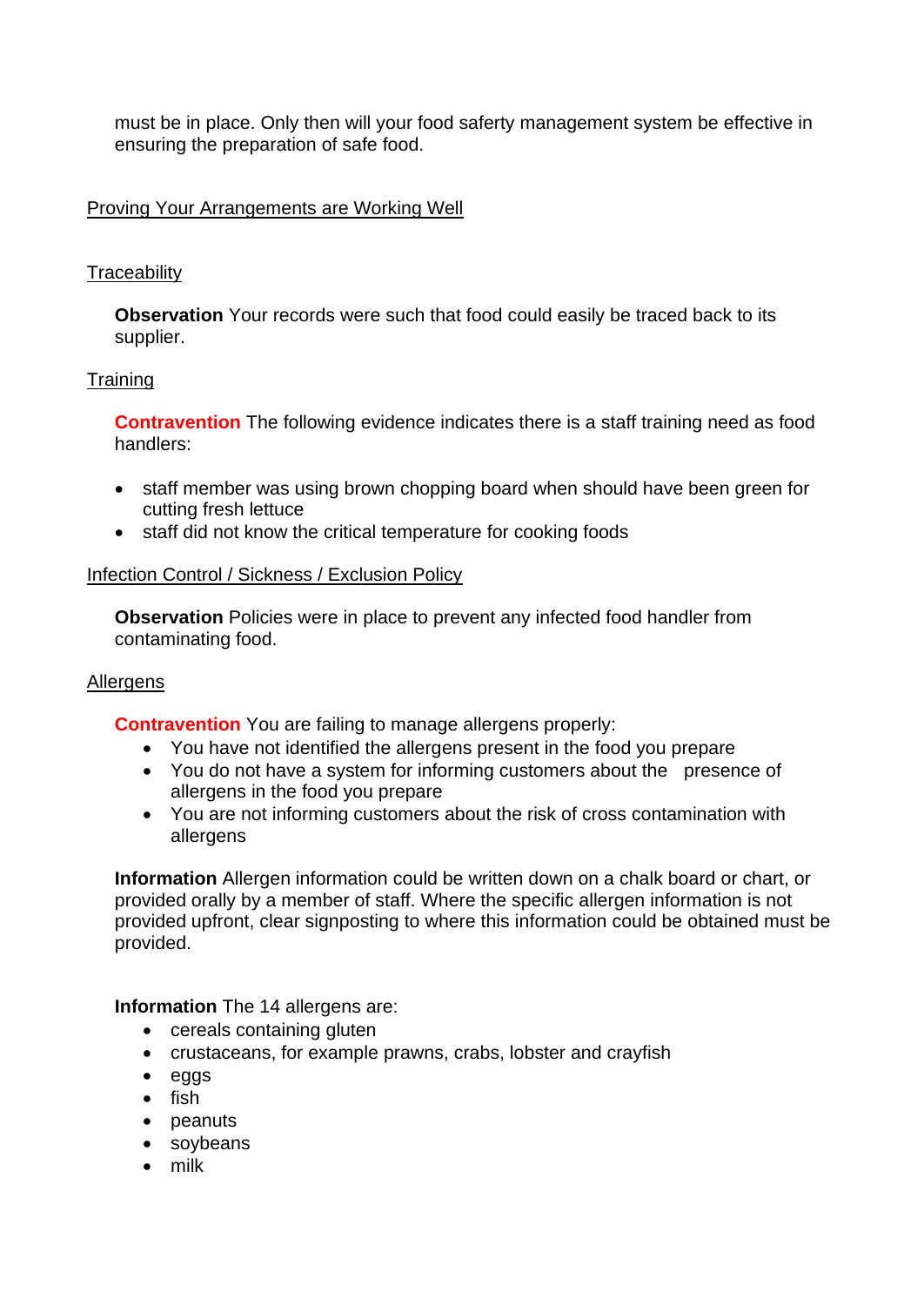must be in place. Only then will your food saferty management system be effective in ensuring the preparation of safe food.

## Proving Your Arrangements are Working Well

### Traceability

**Observation** Your records were such that food could easily be traced back to its supplier.

### Training

**Contravention** The following evidence indicates there is a staff training need as food handlers:

- staff member was using brown chopping board when should have been green for cutting fresh lettuce
- staff did not know the critical temperature for cooking foods

### Infection Control / Sickness / Exclusion Policy

**Observation** Policies were in place to prevent any infected food handler from contaminating food.

### Allergens

**Contravention** You are failing to manage allergens properly:

- You have not identified the allergens present in the food you prepare
- You do not have a system for informing customers about the presence of allergens in the food you prepare
- You are not informing customers about the risk of cross contamination with allergens

**Information** Allergen information could be written down on a chalk board or chart, or provided orally by a member of staff. Where the specific allergen information is not provided upfront, clear signposting to where this information could be obtained must be provided.

**Information** The 14 allergens are:

- cereals containing gluten
- crustaceans, for example prawns, crabs, lobster and crayfish
- eggs
- fish
- peanuts
- soybeans
- milk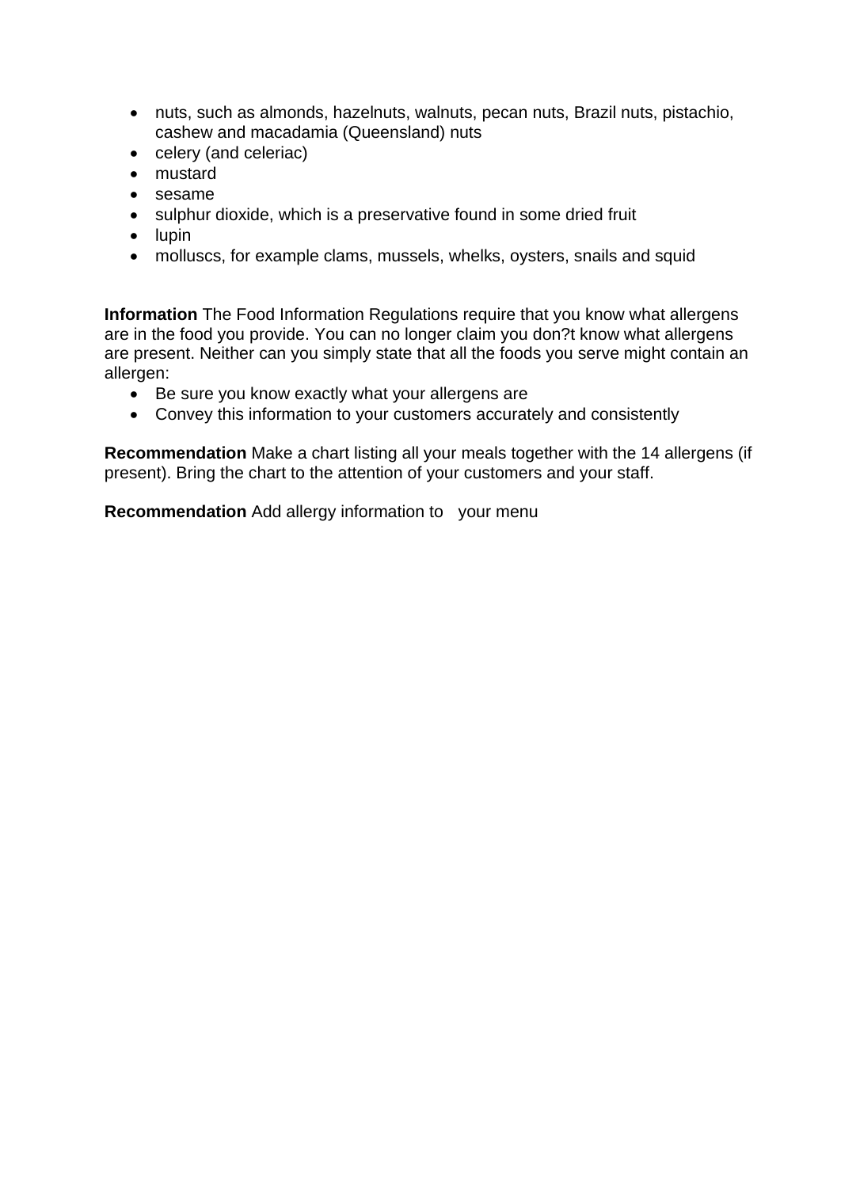- nuts, such as almonds, hazelnuts, walnuts, pecan nuts, Brazil nuts, pistachio, cashew and macadamia (Queensland) nuts
- celery (and celeriac)
- mustard
- sesame
- sulphur dioxide, which is a preservative found in some dried fruit
- lupin
- molluscs, for example clams, mussels, whelks, oysters, snails and squid

**Information** The Food Information Regulations require that you know what allergens are in the food you provide. You can no longer claim you don?t know what allergens are present. Neither can you simply state that all the foods you serve might contain an allergen:

- Be sure you know exactly what your allergens are
- Convey this information to your customers accurately and consistently

**Recommendation** Make a chart listing all your meals together with the 14 allergens (if present). Bring the chart to the attention of your customers and your staff.

**Recommendation** Add allergy information to your menu